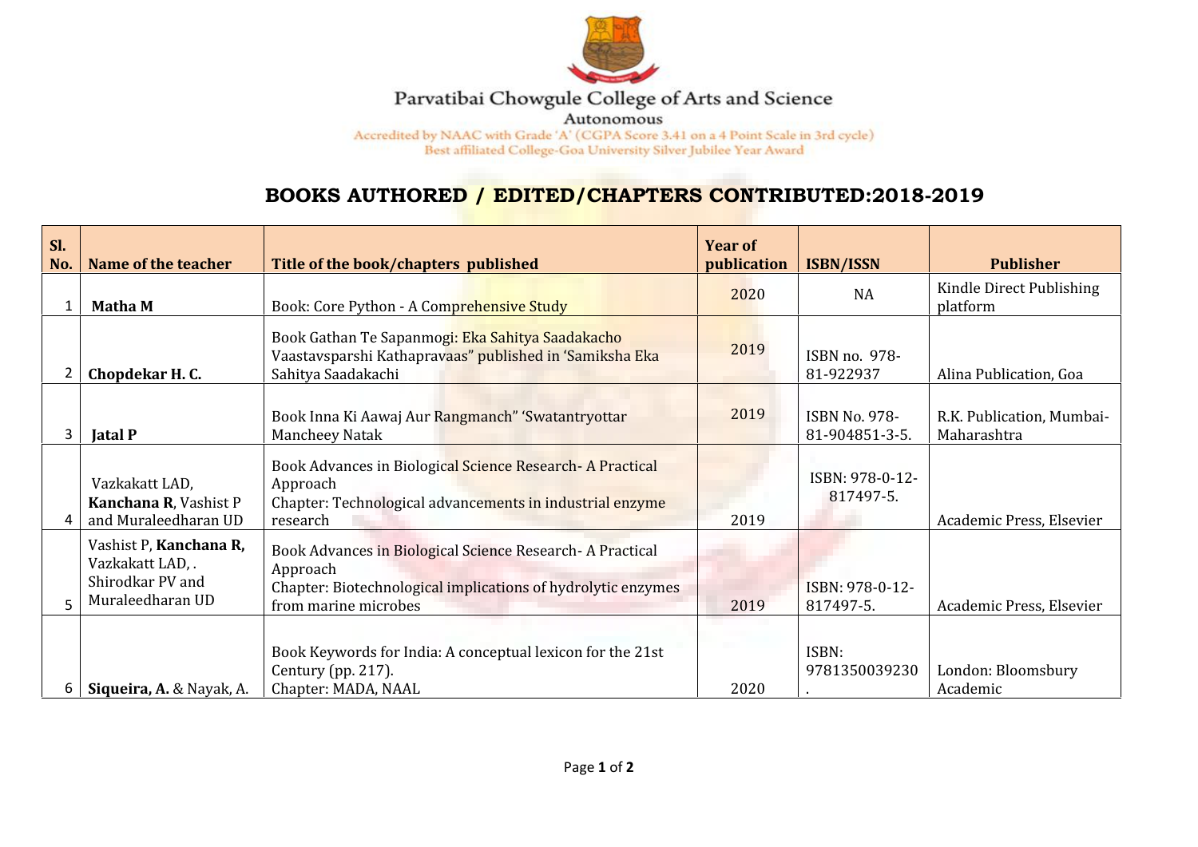Parvatibai Chowgule College of Arts and Science

Autonomous

Accredited by NAAC with Grade 'A' (CGPA Score 3.41 on a 4 Point Scale in 3rd cycle)

Best affiliated College-Goa University Silver Jubilee Year Award

## BOOKS AUTHORED / EDITED/CHAPTERS CONTRIBUTED:2018-2019

| Sl. No. | Name of the teacher | Title of the book/chapters published | Year of publication | ISBN/ISSN | Publisher |
|---|---|---|---|---|---|
| 1 | **Matha M** | Book: Core Python - A Comprehensive Study | 2020 | NA | Kindle Direct Publishing platform |
| 2 | **Chopdekar H. C.** | Book Gathan Te Sapanmogi: Eka Sahitya Saadakacho Vaastavsparshi Kathapravaas" published in 'Samiksha Eka Sahitya Saadakachi | 2019 | ISBN no. 978-81-922937 | Alina Publication, Goa |
| 3 | **Jatal P** | Book Inna Ki Aawaj Aur Rangmanch" 'Swatantryottar Mancheey Natak | 2019 | ISBN No. 978-81-904851-3-5. | R.K. Publication, Mumbai-Maharashtra |
| 4 | Vazkakatt LAD, **Kanchana R**, Vashist P and Muraleedharan UD | Book Advances in Biological Science Research- A Practical Approach<br>Chapter: Technological advancements in industrial enzyme research | 2019 | ISBN: 978-0-12-817497-5. | Academic Press, Elsevier |
| 5 | Vashist P, **Kanchana R,** Vazkakatt LAD, . Shirodkar PV and Muraleedharan UD | Book Advances in Biological Science Research- A Practical Approach<br>Chapter: Biotechnological implications of hydrolytic enzymes from marine microbes | 2019 | ISBN: 978-0-12-817497-5. | Academic Press, Elsevier |
| 6 | **Siqueira, A.** & Nayak, A. | Book Keywords for India: A conceptual lexicon for the 21st Century (pp. 217).<br>Chapter: MADA, NAAL | 2020 | ISBN: 9781350039230. | London: Bloomsbury Academic |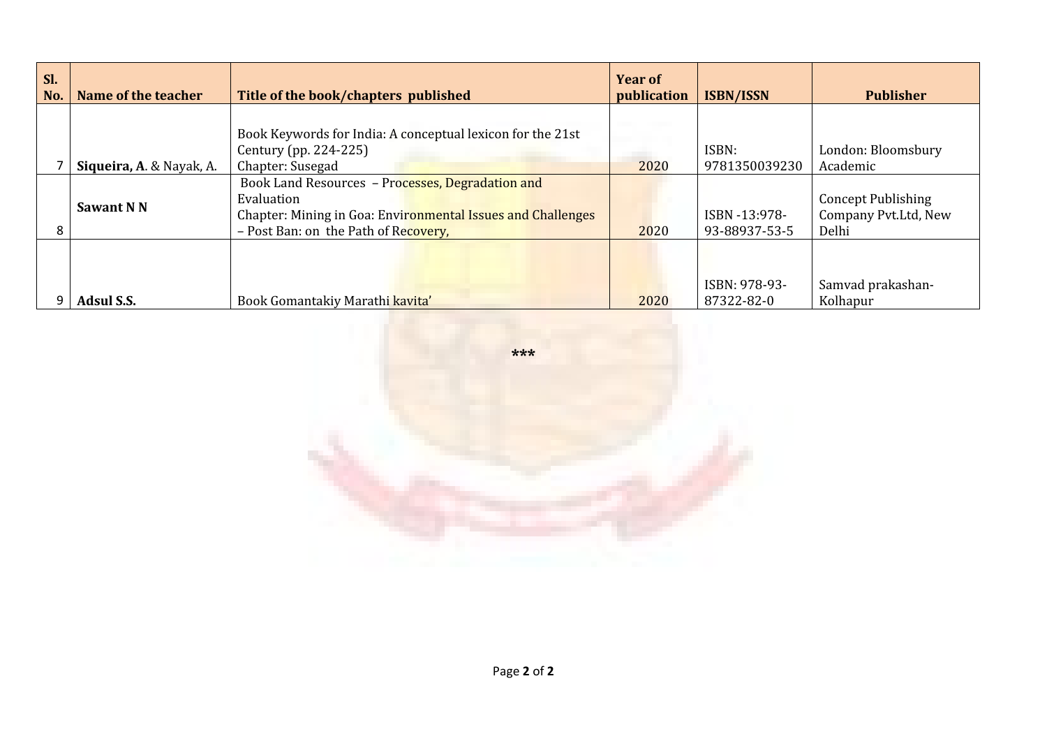| Sl. No. | Name of the teacher | Title of the book/chapters published | Year of publication | ISBN/ISSN | Publisher |
|---|---|---|---|---|---|
| 7 | **Siqueira, A**. & Nayak, A. | Book Keywords for India: A conceptual lexicon for the 21st Century (pp. 224-225)<br>Chapter: Susegad | 2020 | ISBN: 9781350039230 | London: Bloomsbury Academic |
| 8 | **Sawant N N** | Book Land Resources – Processes, Degradation and Evaluation<br>Chapter: Mining in Goa: Environmental Issues and Challenges – Post Ban: on the Path of Recovery, | 2020 | ISBN -13:978-93-88937-53-5 | Concept Publishing Company Pvt.Ltd, New Delhi |
| 9 | **Adsul S.S.** | Book Gomantakiy Marathi kavita' | 2020 | ISBN: 978-93-87322-82-0 | Samvad prakashan-Kolhapur |

***